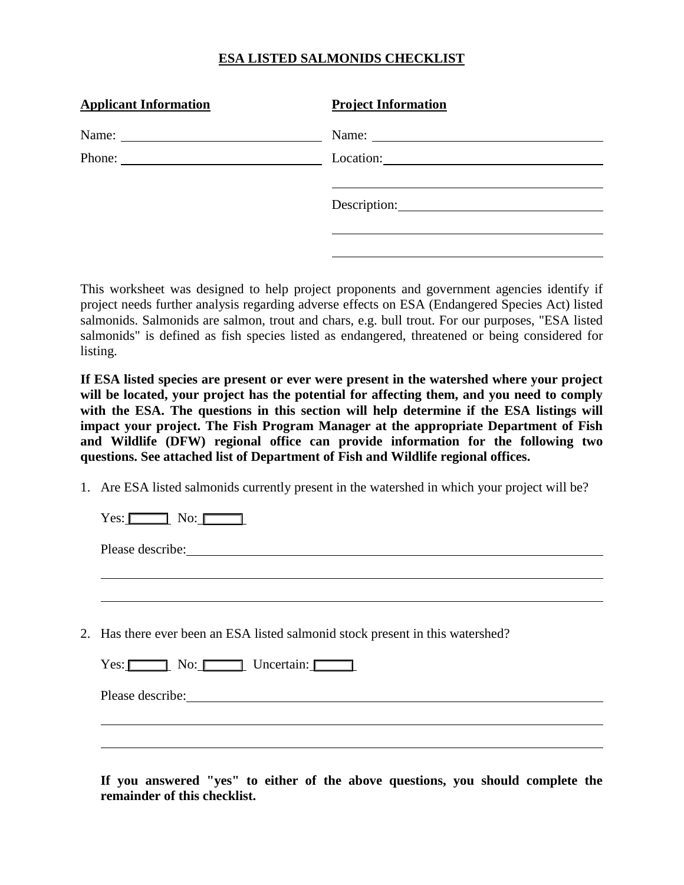# ESA LISTED SALMONIDS CHECKLIST

**Applicant Information**

Name: ______________________________

Phone: ______________________________

**Project Information**

Name: ______________________________

Location: ______________________________

______________________________

Description: ______________________________

______________________________

______________________________

This worksheet was designed to help project proponents and government agencies identify if project needs further analysis regarding adverse effects on ESA (Endangered Species Act) listed salmonids. Salmonids are salmon, trout and chars, e.g. bull trout. For our purposes, "ESA listed salmonids" is defined as fish species listed as endangered, threatened or being considered for listing.

**If ESA listed species are present or ever were present in the watershed where your project will be located, your project has the potential for affecting them, and you need to comply with the ESA. The questions in this section will help determine if the ESA listings will impact your project. The Fish Program Manager at the appropriate Department of Fish and Wildlife (DFW) regional office can provide information for the following two questions. See attached list of Department of Fish and Wildlife regional offices.**

1. Are ESA listed salmonids currently present in the watershed in which your project will be?

   Yes: ☐ No: ☐

   Please describe: ______________________________

   ______________________________

   ______________________________

2. Has there ever been an ESA listed salmonid stock present in this watershed?

   Yes: ☐ No: ☐ Uncertain: ☐

   Please describe: ______________________________

   ______________________________

   ______________________________

   **If you answered "yes" to either of the above questions, you should complete the remainder of this checklist.**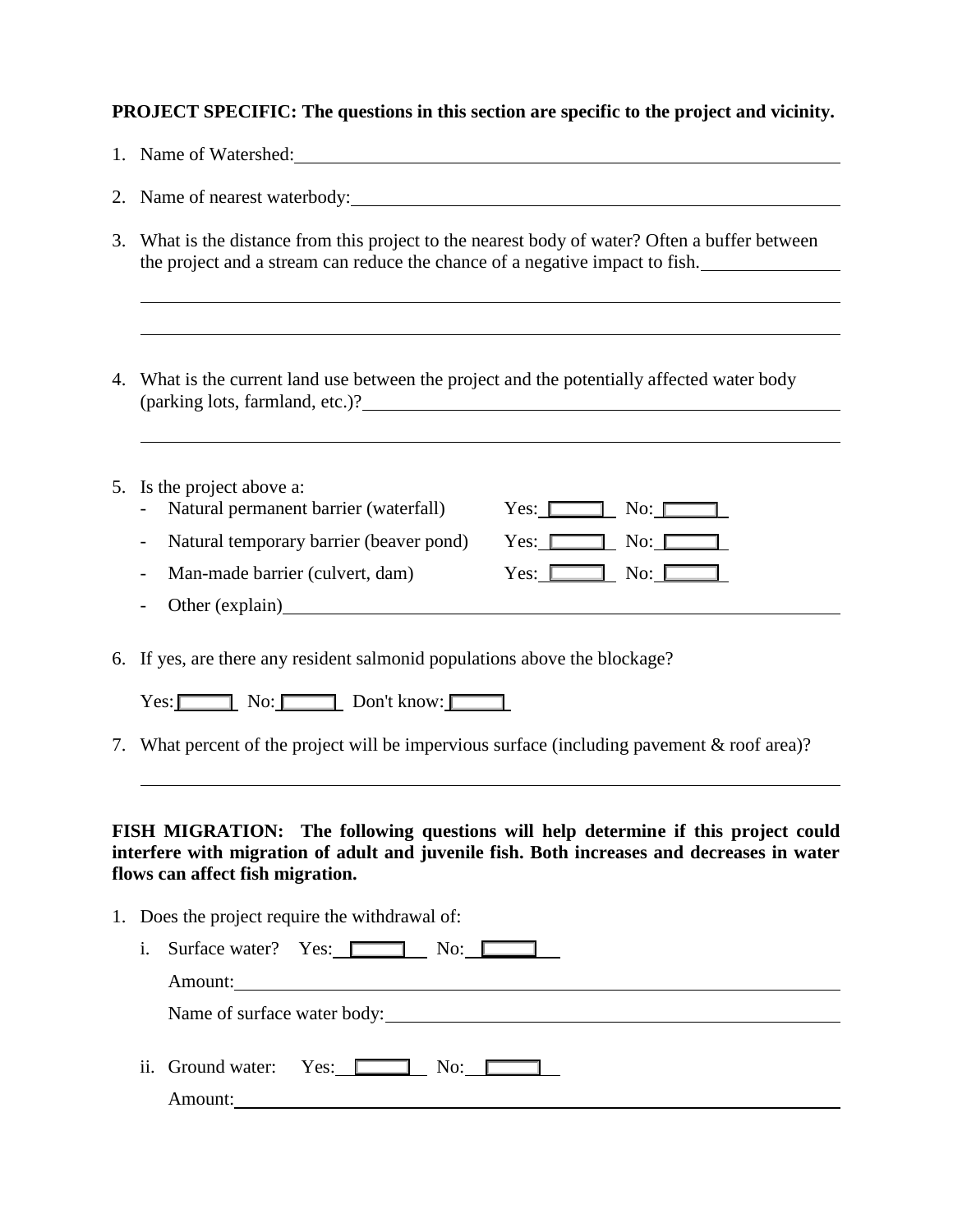**PROJECT SPECIFIC: The questions in this section are specific to the project and vicinity.**

1. Name of Watershed: ______________________________

2. Name of nearest waterbody: ______________________________

3. What is the distance from this project to the nearest body of water? Often a buffer between the project and a stream can reduce the chance of a negative impact to fish. ______________

   ______________________________

   ______________________________

4. What is the current land use between the project and the potentially affected water body (parking lots, farmland, etc.)? ______________________________

   ______________________________

5. Is the project above a:
   - Natural permanent barrier (waterfall) Yes: ☐ No: ☐
   - Natural temporary barrier (beaver pond) Yes: ☐ No: ☐
   - Man-made barrier (culvert, dam) Yes: ☐ No: ☐
   - Other (explain) ______________________________

6. If yes, are there any resident salmonid populations above the blockage?

   Yes: ☐ No: ☐ Don't know: ☐

7. What percent of the project will be impervious surface (including pavement & roof area)?

   ______________________________

**FISH MIGRATION: The following questions will help determine if this project could interfere with migration of adult and juvenile fish. Both increases and decreases in water flows can affect fish migration.**

1. Does the project require the withdrawal of:
   i. Surface water? Yes: ☐ No: ☐

      Amount: ______________________________

      Name of surface water body: ______________________________

   ii. Ground water: Yes: ☐ No: ☐

      Amount: ______________________________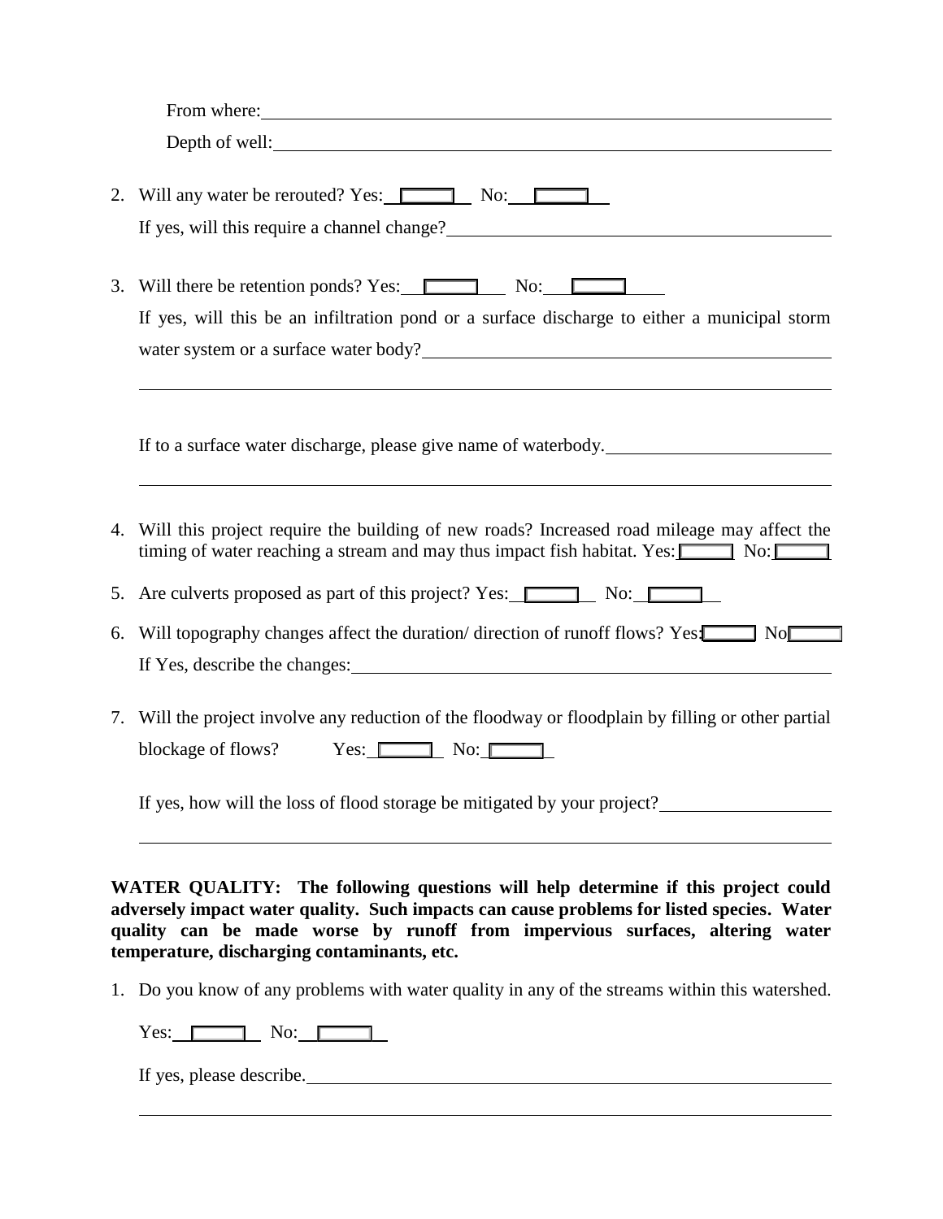From where: \_\_\_\_\_\_\_\_\_\_\_\_\_\_\_\_\_\_\_\_\_\_\_\_\_\_\_\_\_\_\_\_\_\_\_\_\_\_\_\_

Depth of well: \_\_\_\_\_\_\_\_\_\_\_\_\_\_\_\_\_\_\_\_\_\_\_\_\_\_\_\_\_\_\_\_\_\_\_\_\_\_\_\_

2. Will any water be rerouted? Yes: ☐ No: ☐

   If yes, will this require a channel change? \_\_\_\_\_\_\_\_\_\_\_\_\_\_\_\_\_\_\_\_\_\_\_\_\_\_\_\_\_\_

3. Will there be retention ponds? Yes: ☐ No: ☐

   If yes, will this be an infiltration pond or a surface discharge to either a municipal storm water system or a surface water body? \_\_\_\_\_\_\_\_\_\_\_\_\_\_\_\_\_\_\_\_\_\_\_\_\_\_\_\_\_\_

   \_\_\_\_\_\_\_\_\_\_\_\_\_\_\_\_\_\_\_\_\_\_\_\_\_\_\_\_\_\_\_\_\_\_\_\_\_\_\_\_\_\_\_\_\_\_\_\_\_\_\_\_\_\_\_\_

   If to a surface water discharge, please give name of waterbody. \_\_\_\_\_\_\_\_\_\_\_\_\_\_\_\_\_\_\_\_\_\_\_\_

   \_\_\_\_\_\_\_\_\_\_\_\_\_\_\_\_\_\_\_\_\_\_\_\_\_\_\_\_\_\_\_\_\_\_\_\_\_\_\_\_\_\_\_\_\_\_\_\_\_\_\_\_\_\_\_\_

4. Will this project require the building of new roads? Increased road mileage may affect the timing of water reaching a stream and may thus impact fish habitat. Yes: ☐ No: ☐

5. Are culverts proposed as part of this project? Yes: ☐ No: ☐

6. Will topography changes affect the duration/ direction of runoff flows? Yes: ☐ No ☐

   If Yes, describe the changes: \_\_\_\_\_\_\_\_\_\_\_\_\_\_\_\_\_\_\_\_\_\_\_\_\_\_\_\_\_\_\_\_\_\_\_\_\_\_\_\_

7. Will the project involve any reduction of the floodway or floodplain by filling or other partial blockage of flows? Yes: ☐ No: ☐

   If yes, how will the loss of flood storage be mitigated by your project? \_\_\_\_\_\_\_\_\_\_\_\_\_\_\_\_\_\_\_\_

   \_\_\_\_\_\_\_\_\_\_\_\_\_\_\_\_\_\_\_\_\_\_\_\_\_\_\_\_\_\_\_\_\_\_\_\_\_\_\_\_\_\_\_\_\_\_\_\_\_\_\_\_\_\_\_\_

**WATER QUALITY: The following questions will help determine if this project could adversely impact water quality. Such impacts can cause problems for listed species. Water quality can be made worse by runoff from impervious surfaces, altering water temperature, discharging contaminants, etc.**

1. Do you know of any problems with water quality in any of the streams within this watershed.

   Yes: ☐ No: ☐

   If yes, please describe. \_\_\_\_\_\_\_\_\_\_\_\_\_\_\_\_\_\_\_\_\_\_\_\_\_\_\_\_\_\_\_\_\_\_\_\_\_\_\_\_

   \_\_\_\_\_\_\_\_\_\_\_\_\_\_\_\_\_\_\_\_\_\_\_\_\_\_\_\_\_\_\_\_\_\_\_\_\_\_\_\_\_\_\_\_\_\_\_\_\_\_\_\_\_\_\_\_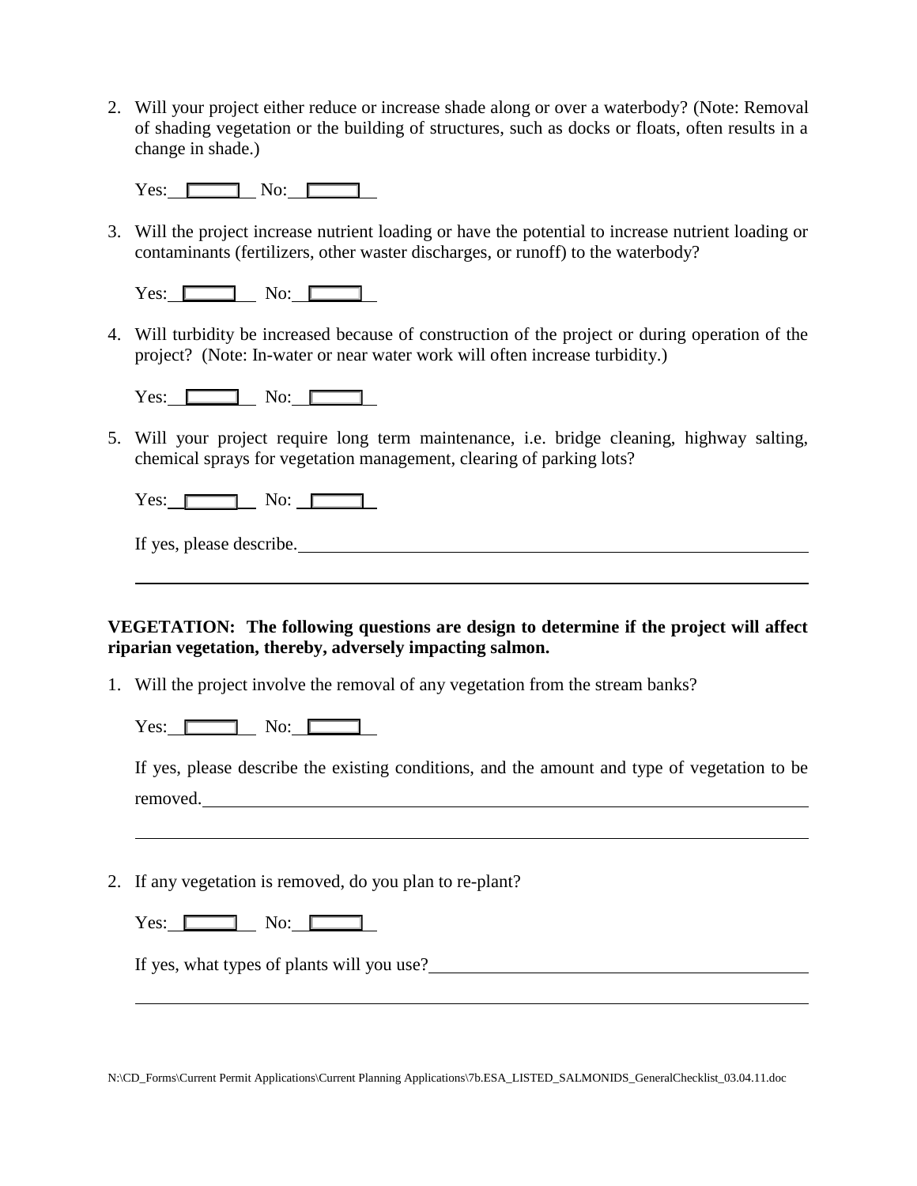2. Will your project either reduce or increase shade along or over a waterbody? (Note: Removal of shading vegetation or the building of structures, such as docks or floats, often results in a change in shade.)

   Yes: ☐ No: ☐

3. Will the project increase nutrient loading or have the potential to increase nutrient loading or contaminants (fertilizers, other waster discharges, or runoff) to the waterbody?

   Yes: ☐ No: ☐

4. Will turbidity be increased because of construction of the project or during operation of the project? (Note: In-water or near water work will often increase turbidity.)

   Yes: ☐ No: ☐

5. Will your project require long term maintenance, i.e. bridge cleaning, highway salting, chemical sprays for vegetation management, clearing of parking lots?

   Yes: ☐ No: ☐

   If yes, please describe. ______________________________________________

   ______________________________________________

**VEGETATION: The following questions are design to determine if the project will affect riparian vegetation, thereby, adversely impacting salmon.**

1. Will the project involve the removal of any vegetation from the stream banks?

   Yes: ☐ No: ☐

   If yes, please describe the existing conditions, and the amount and type of vegetation to be removed. ______________________________________________

   ______________________________________________

2. If any vegetation is removed, do you plan to re-plant?

   Yes: ☐ No: ☐

   If yes, what types of plants will you use? ______________________________________________

   ______________________________________________

N:\CD_Forms\Current Permit Applications\Current Planning Applications\7b.ESA_LISTED_SALMONIDS_GeneralChecklist_03.04.11.doc